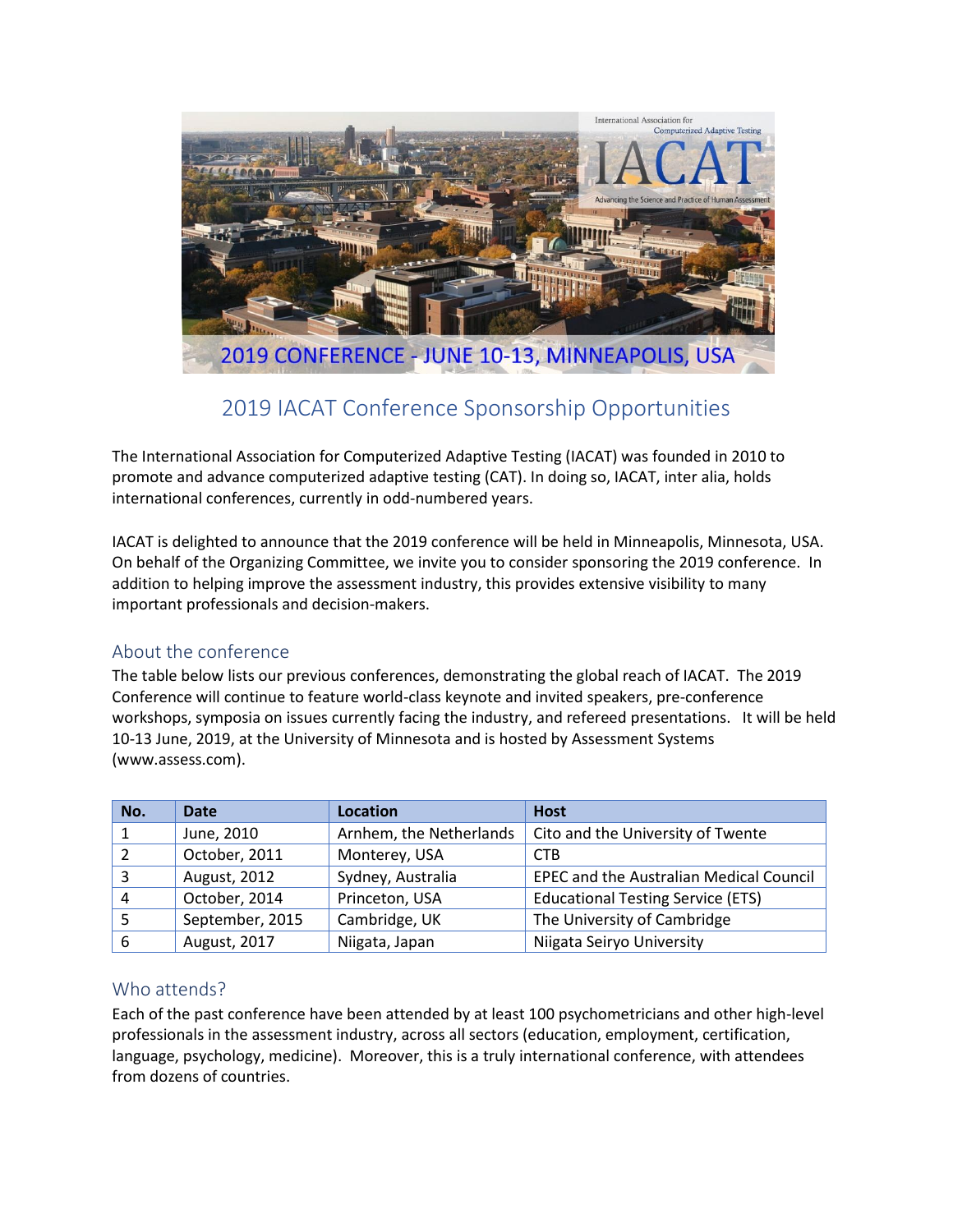# 2019 IACAT Conference Sponsorship Opportunities

The International Association for Computerized Adaptive Testing (IACAT) was founded in 2010 to promote and advance computerized adaptive testing (CAT). In doing so, IACAT, inter alia, holds international conferences, currently in odd-numbered years.

IACAT is delighted to announce that the 2019 conference will be held in Minneapolis, Minnesota, USA. On behalf of the Organizing Committee, we invite you to consider sponsoring the 2019 conference. In addition to helping improve the assessment industry, this provides extensive visibility to many important professionals and decision-makers.

## About the conference

The table below lists our previous conferences, demonstrating the global reach of IACAT. The 2019 Conference will continue to feature world-class keynote and invited speakers, pre-conference workshops, symposia on issues currently facing the industry, and refereed presentations. It will be held 10-13 June, 2019, at the University of Minnesota and is hosted by Assessment Systems (www.assess.com).

| No. | Date | Location | Host |
|---|---|---|---|
| 1 | June, 2010 | Arnhem, the Netherlands | Cito and the University of Twente |
| 2 | October, 2011 | Monterey, USA | CTB |
| 3 | August, 2012 | Sydney, Australia | EPEC and the Australian Medical Council |
| 4 | October, 2014 | Princeton, USA | Educational Testing Service (ETS) |
| 5 | September, 2015 | Cambridge, UK | The University of Cambridge |
| 6 | August, 2017 | Niigata, Japan | Niigata Seiryo University |

## Who attends?

Each of the past conference have been attended by at least 100 psychometricians and other high-level professionals in the assessment industry, across all sectors (education, employment, certification, language, psychology, medicine). Moreover, this is a truly international conference, with attendees from dozens of countries.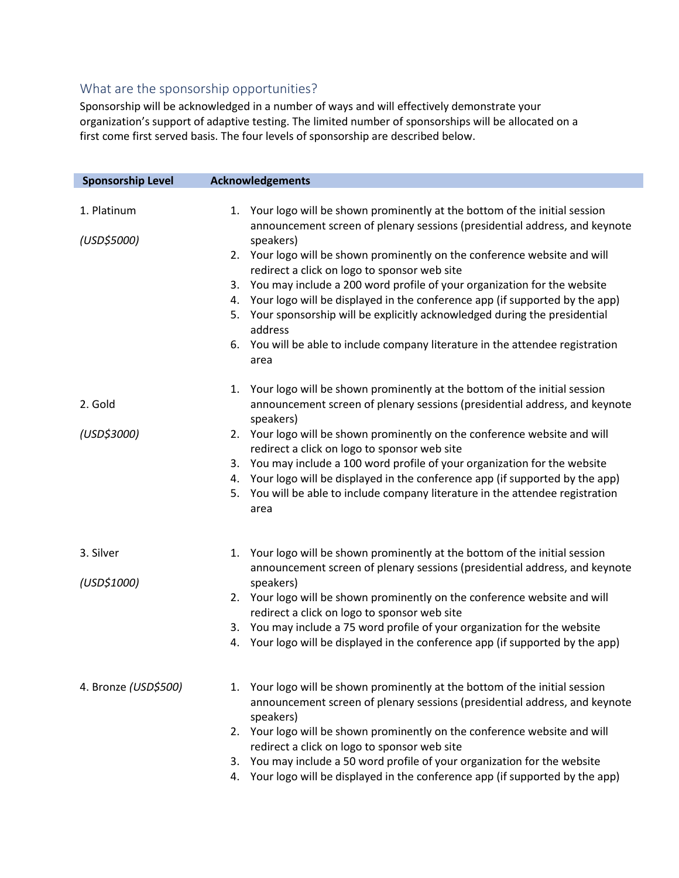## What are the sponsorship opportunities?

Sponsorship will be acknowledged in a number of ways and will effectively demonstrate your organization's support of adaptive testing. The limited number of sponsorships will be allocated on a first come first served basis. The four levels of sponsorship are described below.

| Sponsorship Level | Acknowledgements |
| --- | --- |
| 1. Platinum<br><br>*(USD$5000)* | 1. Your logo will be shown prominently at the bottom of the initial session announcement screen of plenary sessions (presidential address, and keynote speakers)<br>2. Your logo will be shown prominently on the conference website and will redirect a click on logo to sponsor web site<br>3. You may include a 200 word profile of your organization for the website<br>4. Your logo will be displayed in the conference app (if supported by the app)<br>5. Your sponsorship will be explicitly acknowledged during the presidential address<br>6. You will be able to include company literature in the attendee registration area |
| 2. Gold<br><br>*(USD$3000)* | 1. Your logo will be shown prominently at the bottom of the initial session announcement screen of plenary sessions (presidential address, and keynote speakers)<br>2. Your logo will be shown prominently on the conference website and will redirect a click on logo to sponsor web site<br>3. You may include a 100 word profile of your organization for the website<br>4. Your logo will be displayed in the conference app (if supported by the app)<br>5. You will be able to include company literature in the attendee registration area |
| 3. Silver<br><br>*(USD$1000)* | 1. Your logo will be shown prominently at the bottom of the initial session announcement screen of plenary sessions (presidential address, and keynote speakers)<br>2. Your logo will be shown prominently on the conference website and will redirect a click on logo to sponsor web site<br>3. You may include a 75 word profile of your organization for the website<br>4. Your logo will be displayed in the conference app (if supported by the app) |
| 4. Bronze *(USD$500)* | 1. Your logo will be shown prominently at the bottom of the initial session announcement screen of plenary sessions (presidential address, and keynote speakers)<br>2. Your logo will be shown prominently on the conference website and will redirect a click on logo to sponsor web site<br>3. You may include a 50 word profile of your organization for the website<br>4. Your logo will be displayed in the conference app (if supported by the app) |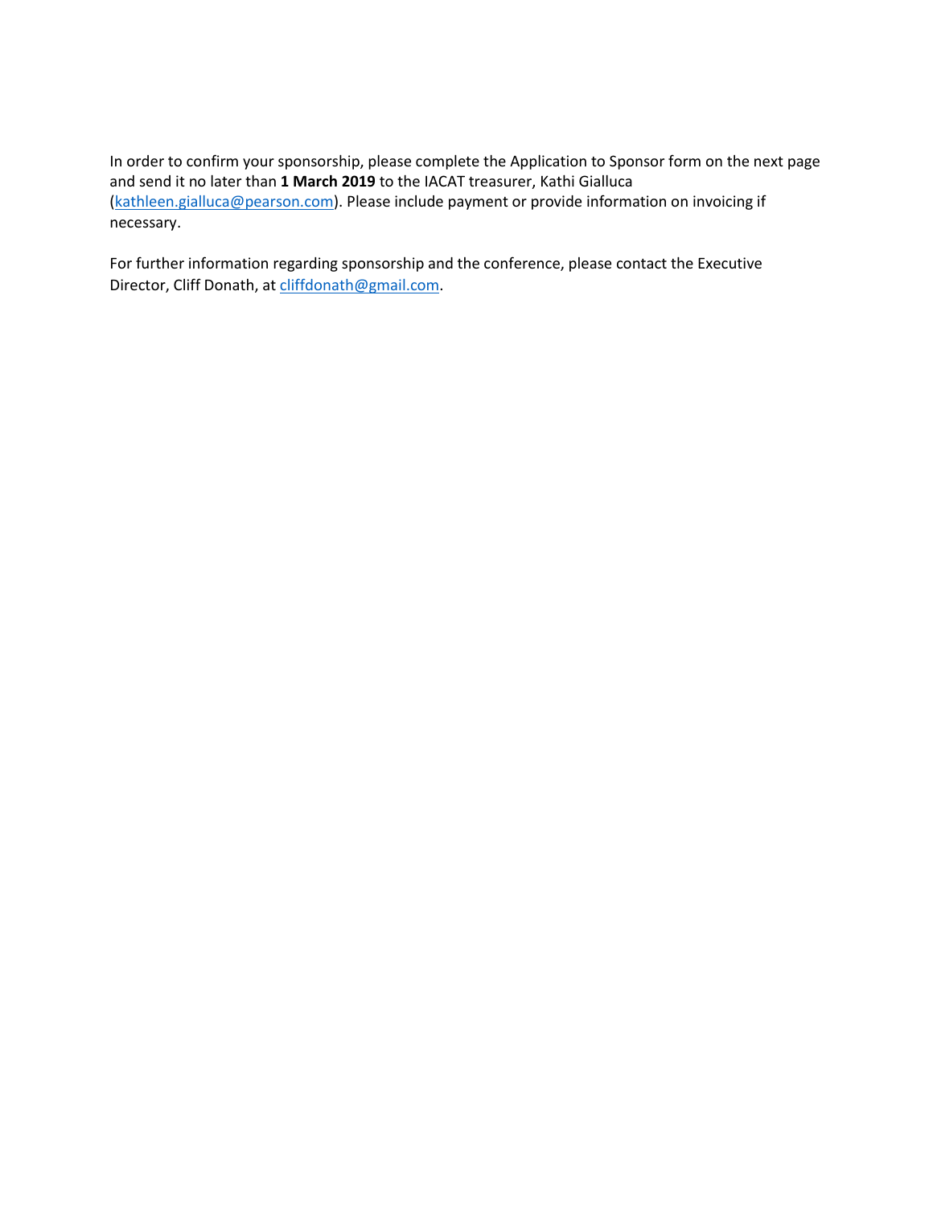In order to confirm your sponsorship, please complete the Application to Sponsor form on the next page and send it no later than **1 March 2019** to the IACAT treasurer, Kathi Gialluca ([kathleen.gialluca@pearson.com](mailto:kathleen.gialluca@pearson.com)). Please include payment or provide information on invoicing if necessary.

For further information regarding sponsorship and the conference, please contact the Executive Director, Cliff Donath, at [cliffdonath@gmail.com](mailto:cliffdonath@gmail.com).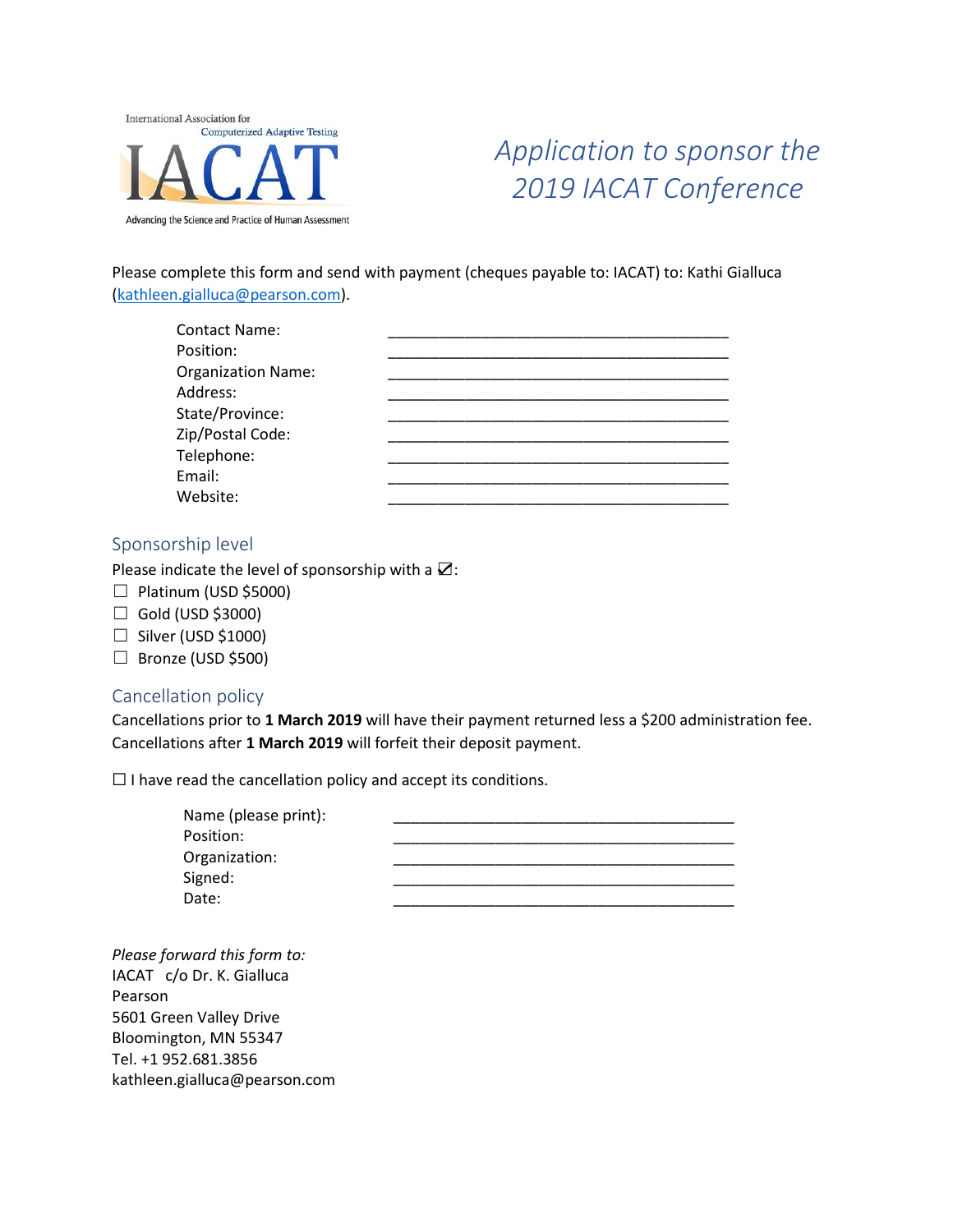International Association for Computerized Adaptive Testing

IACAT

Advancing the Science and Practice of Human Assessment

# *Application to sponsor the 2019 IACAT Conference*

Please complete this form and send with payment (cheques payable to: IACAT) to: Kathi Gialluca (kathleen.gialluca@pearson.com).

Contact Name: ________________________________________
Position: ________________________________________
Organization Name: ________________________________________
Address: ________________________________________
State/Province: ________________________________________
Zip/Postal Code: ________________________________________
Telephone: ________________________________________
Email: ________________________________________
Website: ________________________________________

## Sponsorship level

Please indicate the level of sponsorship with a ☑:

☐ Platinum (USD $5000)
☐ Gold (USD $3000)
☐ Silver (USD $1000)
☐ Bronze (USD $500)

## Cancellation policy

Cancellations prior to **1 March 2019** will have their payment returned less a $200 administration fee. Cancellations after **1 March 2019** will forfeit their deposit payment.

☐ I have read the cancellation policy and accept its conditions.

Name (please print): ________________________________________
Position: ________________________________________
Organization: ________________________________________
Signed: ________________________________________
Date: ________________________________________

*Please forward this form to:*
IACAT c/o Dr. K. Gialluca
Pearson
5601 Green Valley Drive
Bloomington, MN 55347
Tel. +1 952.681.3856
kathleen.gialluca@pearson.com